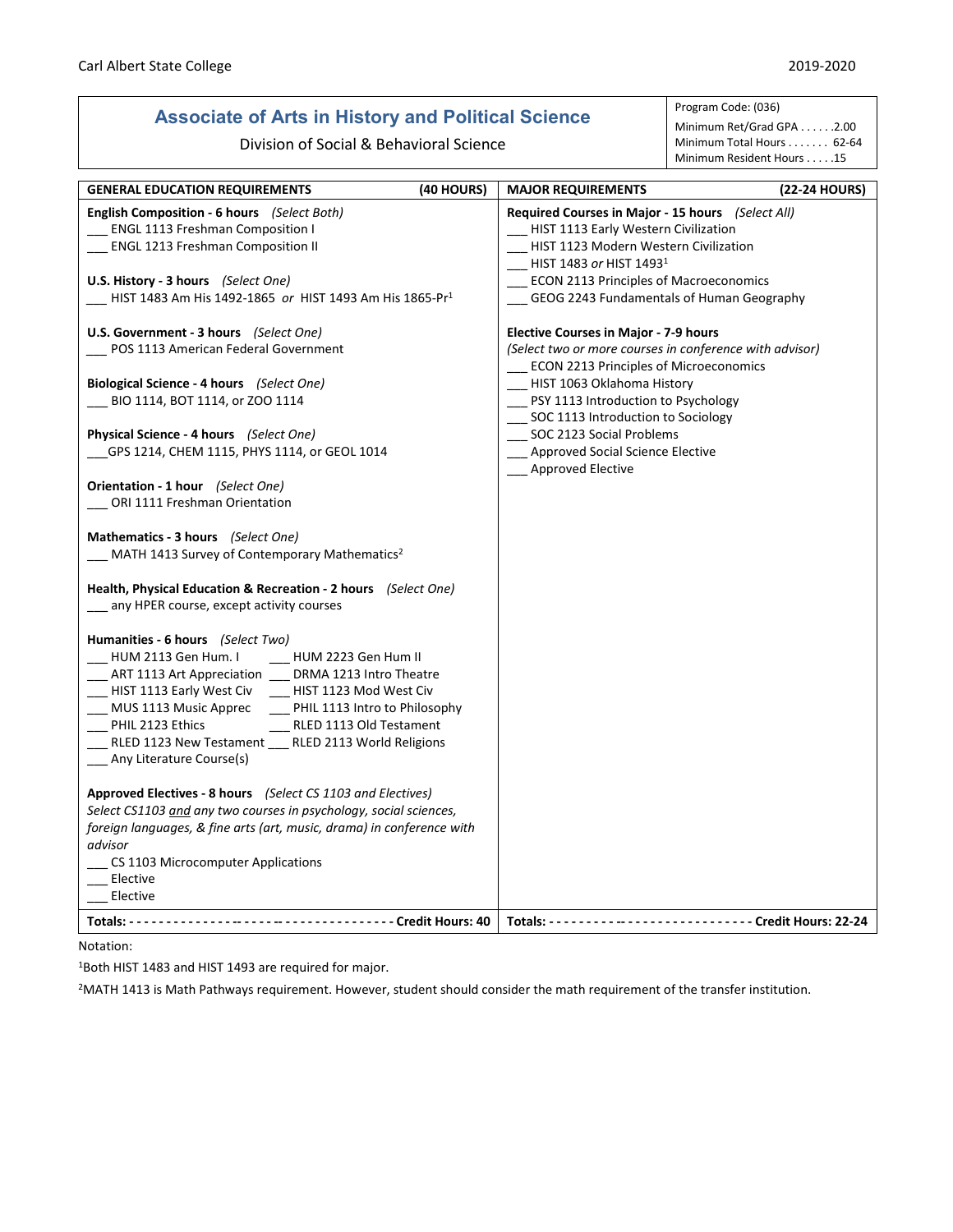Carl Albert State College

2019-2020

# Associate of Arts in History and Political Science

Division of Social & Behavioral Science

Program Code: (036)
Minimum Ret/Grad GPA . . . . . .2.00
Minimum Total Hours . . . . . . . 62-64
Minimum Resident Hours . . . . .15

## GENERAL EDUCATION REQUIREMENTS (40 HOURS)

**English Composition - 6 hours** *(Select Both)*
___ ENGL 1113 Freshman Composition I
___ ENGL 1213 Freshman Composition II

**U.S. History - 3 hours** *(Select One)*
___ HIST 1483 Am His 1492-1865 *or* HIST 1493 Am His 1865-Pr[1]

**U.S. Government - 3 hours** *(Select One)*
___ POS 1113 American Federal Government

**Biological Science - 4 hours** *(Select One)*
___ BIO 1114, BOT 1114, or ZOO 1114

**Physical Science - 4 hours** *(Select One)*
___GPS 1214, CHEM 1115, PHYS 1114, or GEOL 1014

**Orientation - 1 hour** *(Select One)*
___ ORI 1111 Freshman Orientation

**Mathematics - 3 hours** *(Select One)*
___ MATH 1413 Survey of Contemporary Mathematics[2]

**Health, Physical Education & Recreation - 2 hours** *(Select One)*
___ any HPER course, except activity courses

**Humanities - 6 hours** *(Select Two)*
___ HUM 2113 Gen Hum. I ___ HUM 2223 Gen Hum II
___ ART 1113 Art Appreciation ___ DRMA 1213 Intro Theatre
___ HIST 1113 Early West Civ ___ HIST 1123 Mod West Civ
___ MUS 1113 Music Apprec ___ PHIL 1113 Intro to Philosophy
___ PHIL 2123 Ethics ___ RLED 1113 Old Testament
___ RLED 1123 New Testament ___ RLED 2113 World Religions
___ Any Literature Course(s)

**Approved Electives - 8 hours** *(Select CS 1103 and Electives)*
*Select CS1103 and any two courses in psychology, social sciences, foreign languages, & fine arts (art, music, drama) in conference with advisor*
___ CS 1103 Microcomputer Applications
___ Elective
___ Elective

**Totals: - - - - - - - - - - - - - - - - - - - - - - - - - - - - - - - - - - - - Credit Hours: 40**

## MAJOR REQUIREMENTS (22-24 HOURS)

**Required Courses in Major - 15 hours** *(Select All)*
___ HIST 1113 Early Western Civilization
___ HIST 1123 Modern Western Civilization
___ HIST 1483 *or* HIST 1493[1]
___ ECON 2113 Principles of Macroeconomics
___ GEOG 2243 Fundamentals of Human Geography

**Elective Courses in Major - 7-9 hours**
*(Select two or more courses in conference with advisor)*
___ ECON 2213 Principles of Microeconomics
___ HIST 1063 Oklahoma History
___ PSY 1113 Introduction to Psychology
___ SOC 1113 Introduction to Sociology
___ SOC 2123 Social Problems
___ Approved Social Science Elective
___ Approved Elective

**Totals: - - - - - - - - - - - - - - - - - - - - - - - - - - - - - Credit Hours: 22-24**

Notation:

[1]Both HIST 1483 and HIST 1493 are required for major.

[2]MATH 1413 is Math Pathways requirement. However, student should consider the math requirement of the transfer institution.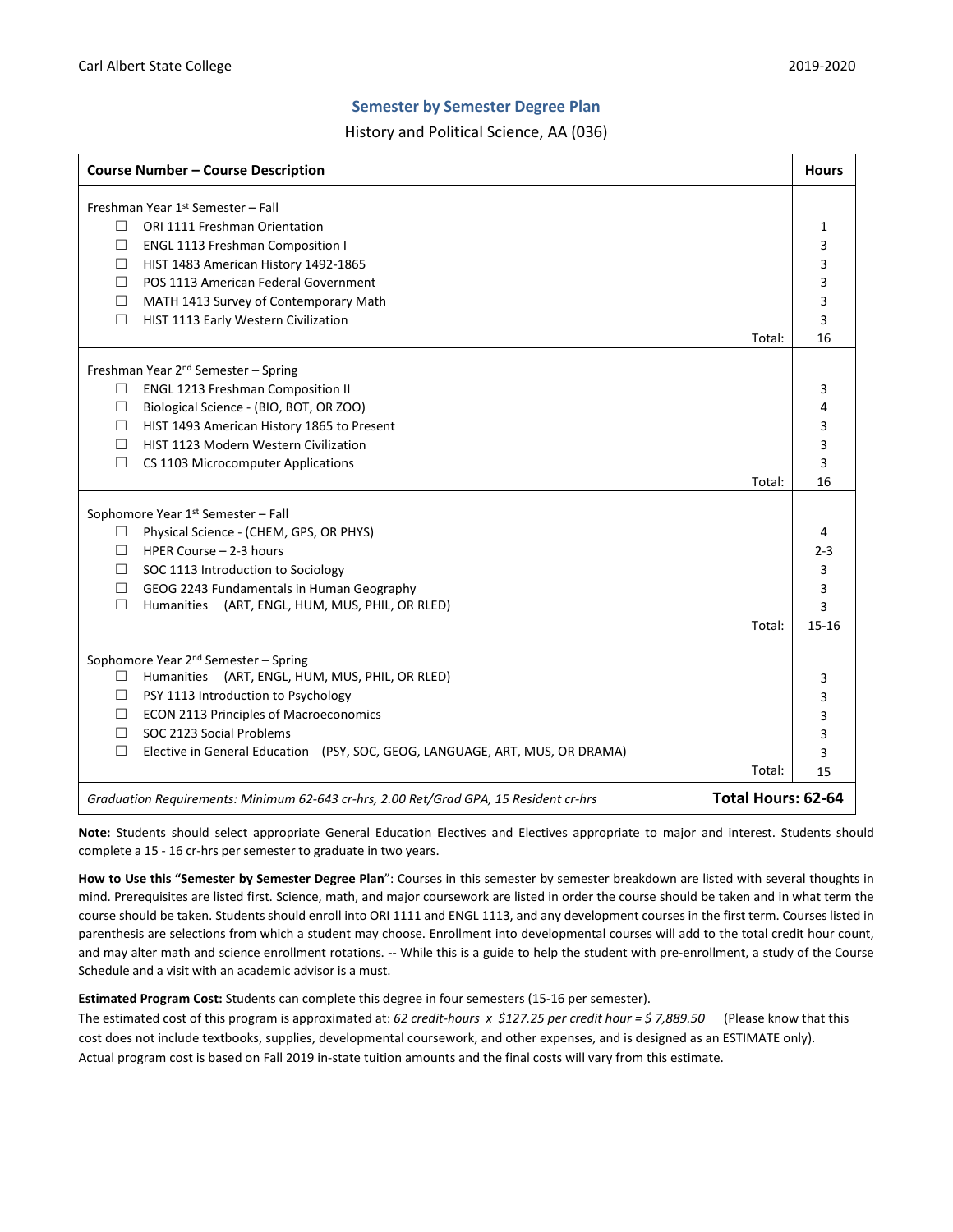Carl Albert State College 2019-2020

## Semester by Semester Degree Plan

History and Political Science, AA (036)

| Course Number – Course Description | Hours |
|---|---|
| **Freshman Year 1st Semester – Fall** | |
| ☐ ORI 1111 Freshman Orientation | 1 |
| ☐ ENGL 1113 Freshman Composition I | 3 |
| ☐ HIST 1483 American History 1492-1865 | 3 |
| ☐ POS 1113 American Federal Government | 3 |
| ☐ MATH 1413 Survey of Contemporary Math | 3 |
| ☐ HIST 1113 Early Western Civilization | 3 |
| Total: | 16 |
| **Freshman Year 2nd Semester – Spring** | |
| ☐ ENGL 1213 Freshman Composition II | 3 |
| ☐ Biological Science - (BIO, BOT, OR ZOO) | 4 |
| ☐ HIST 1493 American History 1865 to Present | 3 |
| ☐ HIST 1123 Modern Western Civilization | 3 |
| ☐ CS 1103 Microcomputer Applications | 3 |
| Total: | 16 |
| **Sophomore Year 1st Semester – Fall** | |
| ☐ Physical Science - (CHEM, GPS, OR PHYS) | 4 |
| ☐ HPER Course – 2-3 hours | 2-3 |
| ☐ SOC 1113 Introduction to Sociology | 3 |
| ☐ GEOG 2243 Fundamentals in Human Geography | 3 |
| ☐ Humanities (ART, ENGL, HUM, MUS, PHIL, OR RLED) | 3 |
| Total: | 15-16 |
| **Sophomore Year 2nd Semester – Spring** | |
| ☐ Humanities (ART, ENGL, HUM, MUS, PHIL, OR RLED) | 3 |
| ☐ PSY 1113 Introduction to Psychology | 3 |
| ☐ ECON 2113 Principles of Macroeconomics | 3 |
| ☐ SOC 2123 Social Problems | 3 |
| ☐ Elective in General Education (PSY, SOC, GEOG, LANGUAGE, ART, MUS, OR DRAMA) | 3 |
| Total: | 15 |
| *Graduation Requirements: Minimum 62-643 cr-hrs, 2.00 Ret/Grad GPA, 15 Resident cr-hrs* | **Total Hours: 62-64** |

**Note:** Students should select appropriate General Education Electives and Electives appropriate to major and interest. Students should complete a 15 - 16 cr-hrs per semester to graduate in two years.

**How to Use this "Semester by Semester Degree Plan"**: Courses in this semester by semester breakdown are listed with several thoughts in mind. Prerequisites are listed first. Science, math, and major coursework are listed in order the course should be taken and in what term the course should be taken. Students should enroll into ORI 1111 and ENGL 1113, and any development courses in the first term. Courses listed in parenthesis are selections from which a student may choose. Enrollment into developmental courses will add to the total credit hour count, and may alter math and science enrollment rotations. -- While this is a guide to help the student with pre-enrollment, a study of the Course Schedule and a visit with an academic advisor is a must.

**Estimated Program Cost:** Students can complete this degree in four semesters (15-16 per semester).

The estimated cost of this program is approximated at: *62 credit-hours x $127.25 per credit hour = $ 7,889.50* (Please know that this cost does not include textbooks, supplies, developmental coursework, and other expenses, and is designed as an ESTIMATE only). Actual program cost is based on Fall 2019 in-state tuition amounts and the final costs will vary from this estimate.